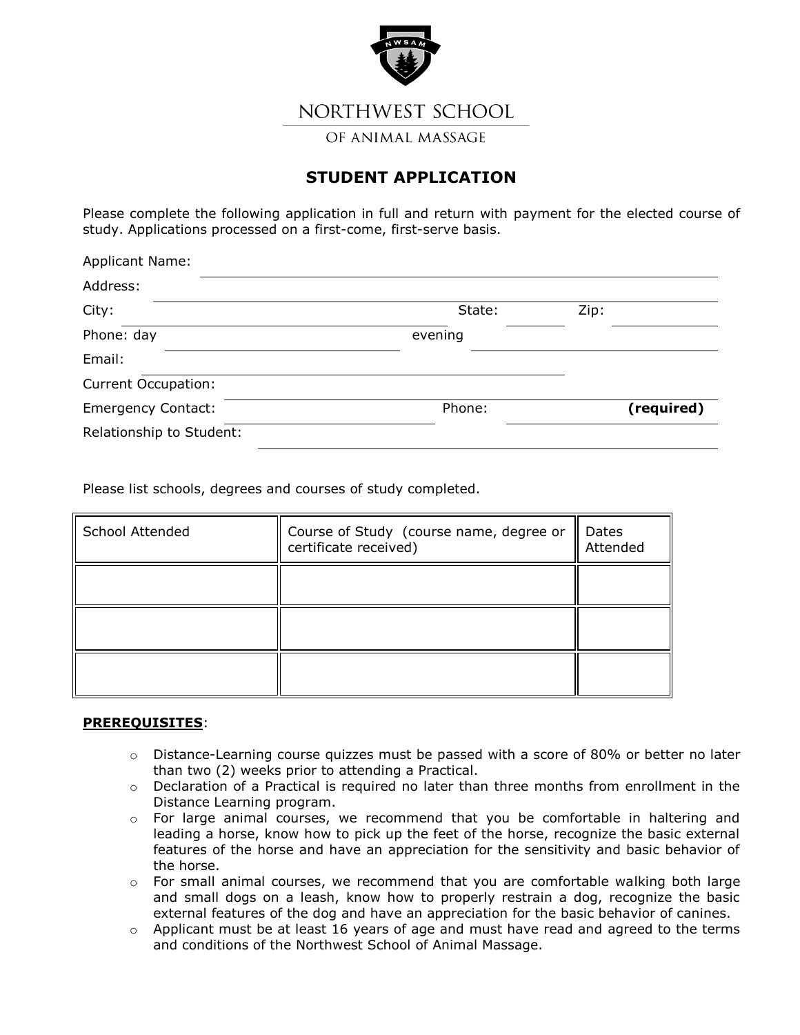NORTHWEST SCHOOL

OF ANIMAL MASSAGE

# STUDENT APPLICATION

Please complete the following application in full and return with payment for the elected course of study. Applications processed on a first-come, first-serve basis.

Applicant Name: ______________________________

Address: ______________________________

City: ______________________________ State: ________ Zip: ____________

Phone: day ______________________ evening ______________________

Email: ______________________________

Current Occupation: ______________________________

Emergency Contact: ______________________ Phone: ______________________ **(required)**

Relationship to Student: ______________________________

Please list schools, degrees and courses of study completed.

| School Attended | Course of Study (course name, degree or certificate received) | Dates Attended |
|---|---|---|
| | | |
| | | |
| | | |

**PREREQUISITES**:

- Distance-Learning course quizzes must be passed with a score of 80% or better no later than two (2) weeks prior to attending a Practical.
- Declaration of a Practical is required no later than three months from enrollment in the Distance Learning program.
- For large animal courses, we recommend that you be comfortable in haltering and leading a horse, know how to pick up the feet of the horse, recognize the basic external features of the horse and have an appreciation for the sensitivity and basic behavior of the horse.
- For small animal courses, we recommend that you are comfortable walking both large and small dogs on a leash, know how to properly restrain a dog, recognize the basic external features of the dog and have an appreciation for the basic behavior of canines.
- Applicant must be at least 16 years of age and must have read and agreed to the terms and conditions of the Northwest School of Animal Massage.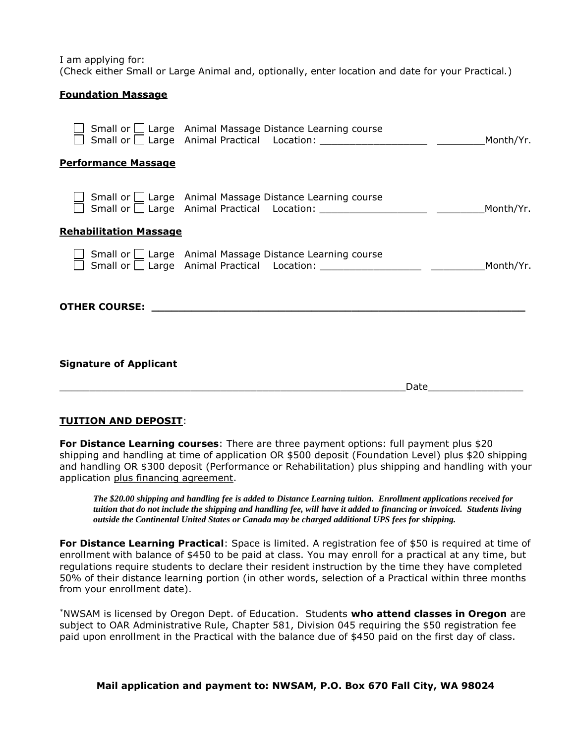I am applying for:
(Check either Small or Large Animal and, optionally, enter location and date for your Practical.)

**Foundation Massage**

☐ Small or ☐ Large Animal Massage Distance Learning course
☐ Small or ☐ Large Animal Practical Location: ________________ ________Month/Yr.

**Performance Massage**

☐ Small or ☐ Large Animal Massage Distance Learning course
☐ Small or ☐ Large Animal Practical Location: ________________ ________Month/Yr.

**Rehabilitation Massage**

☐ Small or ☐ Large Animal Massage Distance Learning course
☐ Small or ☐ Large Animal Practical Location: ________________ ________Month/Yr.

**OTHER COURSE: ________________________________________________**

**Signature of Applicant**

_______________________________________________Date______________

**TUITION AND DEPOSIT**:

**For Distance Learning courses**: There are three payment options: full payment plus $20 shipping and handling at time of application OR $500 deposit (Foundation Level) plus $20 shipping and handling OR $300 deposit (Performance or Rehabilitation) plus shipping and handling with your application plus financing agreement.

> ***The $20.00 shipping and handling fee is added to Distance Learning tuition. Enrollment applications received for tuition that do not include the shipping and handling fee, will have it added to financing or invoiced. Students living outside the Continental United States or Canada may be charged additional UPS fees for shipping.***

**For Distance Learning Practical**: Space is limited. A registration fee of $50 is required at time of enrollment with balance of $450 to be paid at class. You may enroll for a practical at any time, but regulations require students to declare their resident instruction by the time they have completed 50% of their distance learning portion (in other words, selection of a Practical within three months from your enrollment date).

*NWSAM is licensed by Oregon Dept. of Education. Students **who attend classes in Oregon** are subject to OAR Administrative Rule, Chapter 581, Division 045 requiring the $50 registration fee paid upon enrollment in the Practical with the balance due of $450 paid on the first day of class.

**Mail application and payment to: NWSAM, P.O. Box 670 Fall City, WA 98024**